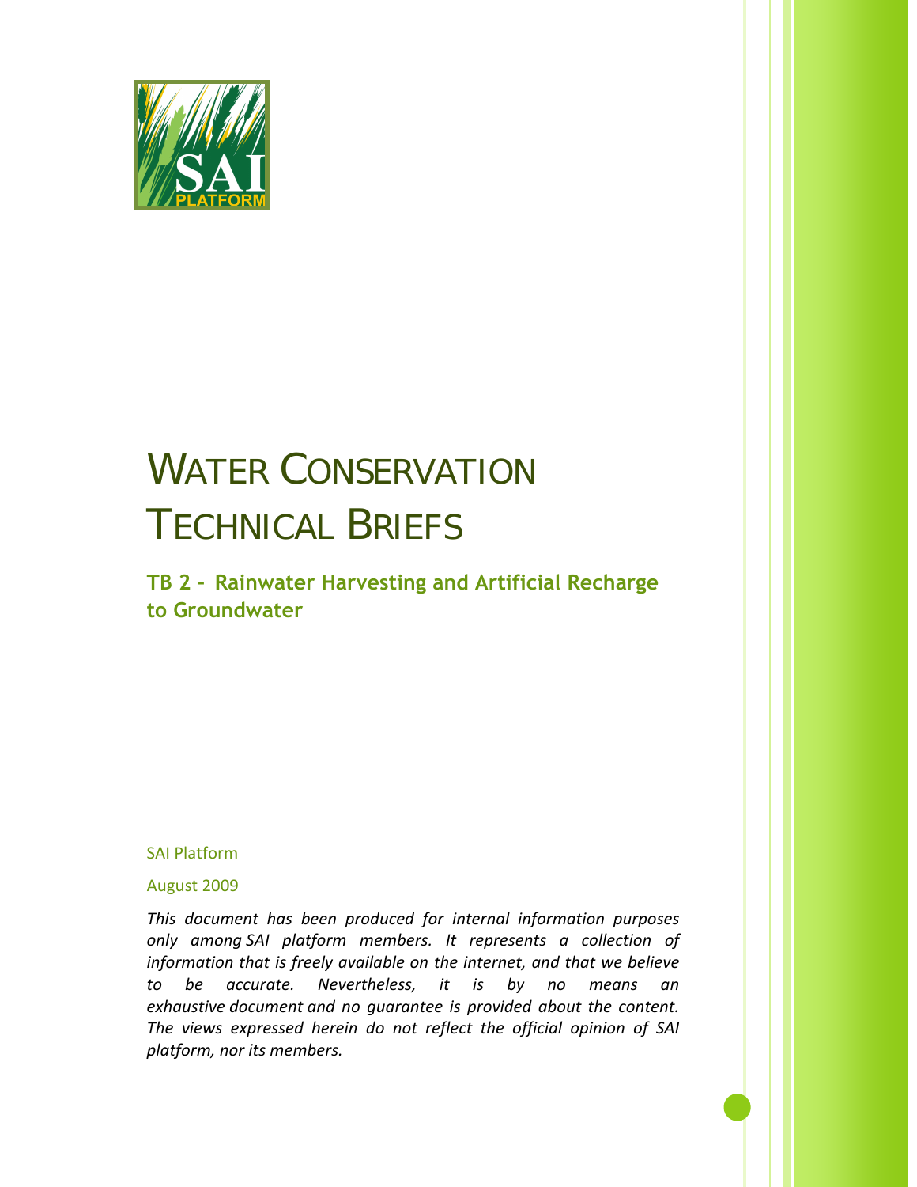# WATER CONSERVATION TECHNICAL BRIEFS

## TB 2 – Rainwater Harvesting and Artificial Recharge to Groundwater

SAI Platform

August 2009

*This document has been produced for internal information purposes only among SAI platform members. It represents a collection of information that is freely available on the internet, and that we believe to be accurate. Nevertheless, it is by no means an exhaustive document and no guarantee is provided about the content. The views expressed herein do not reflect the official opinion of SAI platform, nor its members.*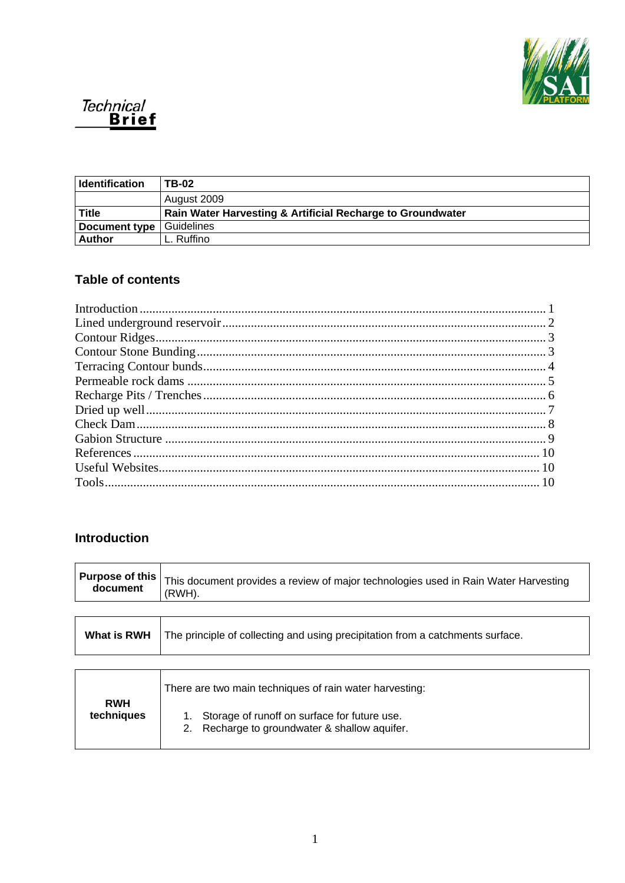Technical **Brief**

| Identification | TB-02 |
|---|---|
| | August 2009 |
| **Title** | **Rain Water Harvesting & Artificial Recharge to Groundwater** |
| **Document type** | Guidelines |
| **Author** | L. Ruffino |

## Table of contents

Introduction ........ 1
Lined underground reservoir ........ 2
Contour Ridges ........ 3
Contour Stone Bunding ........ 3
Terracing Contour bunds ........ 4
Permeable rock dams ........ 5
Recharge Pits / Trenches ........ 6
Dried up well ........ 7
Check Dam ........ 8
Gabion Structure ........ 9
References ........ 10
Useful Websites ........ 10
Tools ........ 10

## Introduction

| **Purpose of this document** | This document provides a review of major technologies used in Rain Water Harvesting (RWH). |
|---|---|

| **What is RWH** | The principle of collecting and using precipitation from a catchments surface. |
|---|---|

| **RWH techniques** | There are two main techniques of rain water harvesting:<br>1. Storage of runoff on surface for future use.<br>2. Recharge to groundwater & shallow aquifer. |
|---|---|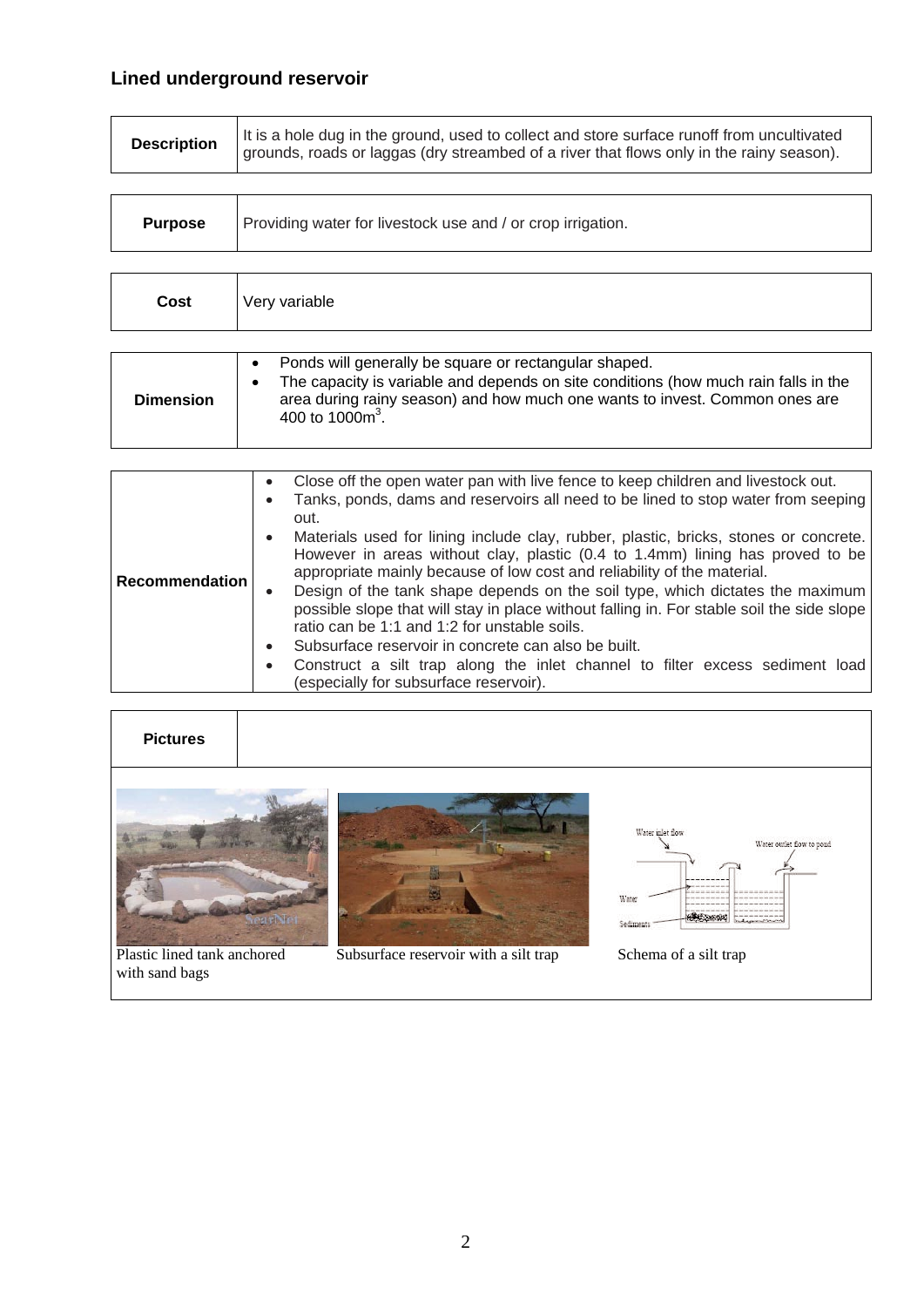## Lined underground reservoir

| **Description** | It is a hole dug in the ground, used to collect and store surface runoff from uncultivated grounds, roads or laggas (dry streambed of a river that flows only in the rainy season). |
|---|---|

| **Purpose** | Providing water for livestock use and / or crop irrigation. |
|---|---|

| **Cost** | Very variable |
|---|---|

| **Dimension** | • Ponds will generally be square or rectangular shaped.<br>• The capacity is variable and depends on site conditions (how much rain falls in the area during rainy season) and how much one wants to invest. Common ones are 400 to 1000m$^3$. |
|---|---|

| **Recommendation** | • Close off the open water pan with live fence to keep children and livestock out.<br>• Tanks, ponds, dams and reservoirs all need to be lined to stop water from seeping out.<br>• Materials used for lining include clay, rubber, plastic, bricks, stones or concrete. However in areas without clay, plastic (0.4 to 1.4mm) lining has proved to be appropriate mainly because of low cost and reliability of the material.<br>• Design of the tank shape depends on the soil type, which dictates the maximum possible slope that will stay in place without falling in. For stable soil the side slope ratio can be 1:1 and 1:2 for unstable soils.<br>• Subsurface reservoir in concrete can also be built.<br>• Construct a silt trap along the inlet channel to filter excess sediment load (especially for subsurface reservoir). |
|---|---|

| **Pictures** | |
|---|---|

Plastic lined tank anchored with sand bags

Subsurface reservoir with a silt trap

Schema of a silt trap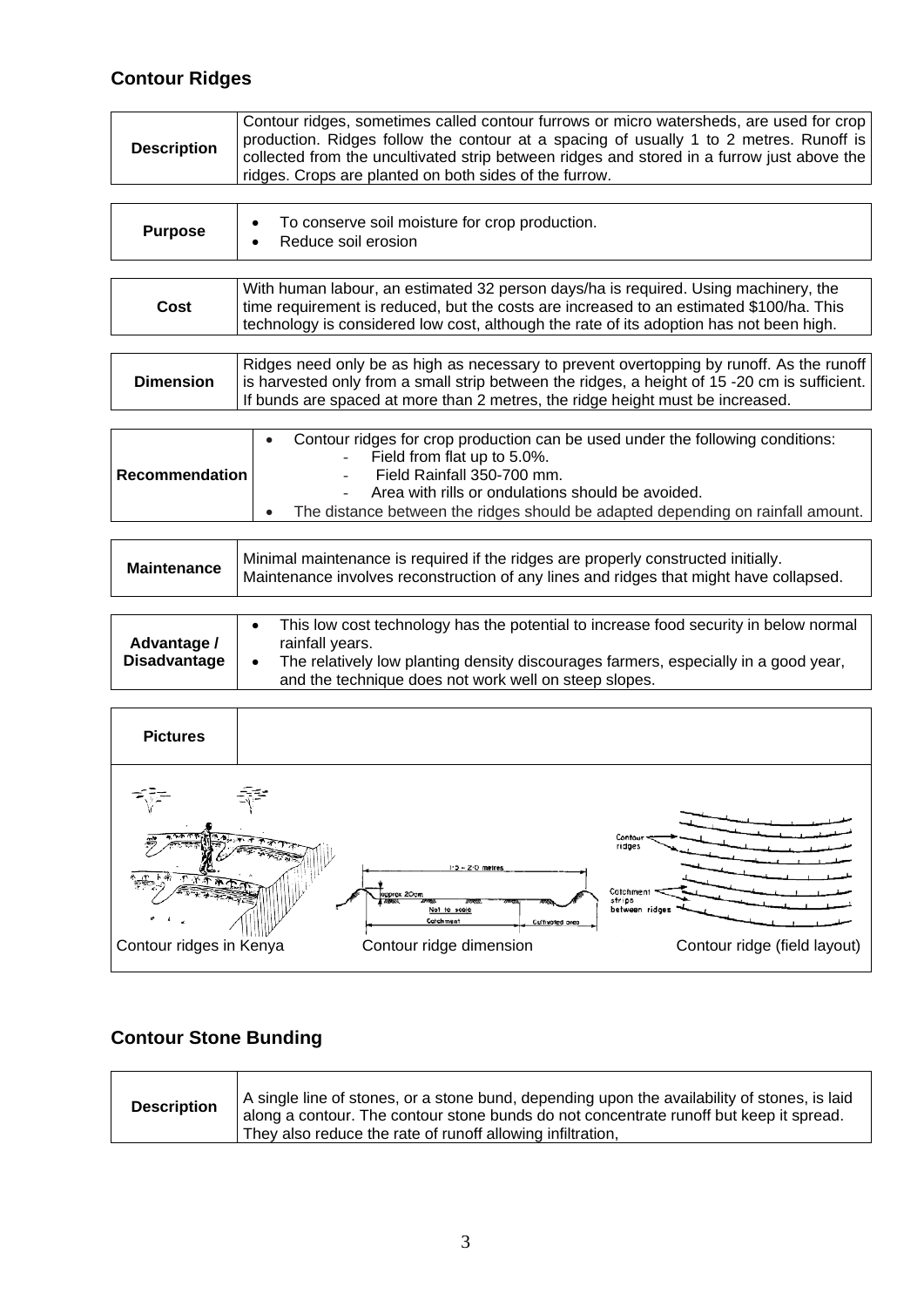## Contour Ridges

| | |
|---|---|
| **Description** | Contour ridges, sometimes called contour furrows or micro watersheds, are used for crop production. Ridges follow the contour at a spacing of usually 1 to 2 metres. Runoff is collected from the uncultivated strip between ridges and stored in a furrow just above the ridges. Crops are planted on both sides of the furrow. |

| | |
|---|---|
| **Purpose** | • To conserve soil moisture for crop production.<br>• Reduce soil erosion |

| | |
|---|---|
| **Cost** | With human labour, an estimated 32 person days/ha is required. Using machinery, the time requirement is reduced, but the costs are increased to an estimated $100/ha. This technology is considered low cost, although the rate of its adoption has not been high. |

| | |
|---|---|
| **Dimension** | Ridges need only be as high as necessary to prevent overtopping by runoff. As the runoff is harvested only from a small strip between the ridges, a height of 15 -20 cm is sufficient. If bunds are spaced at more than 2 metres, the ridge height must be increased. |

| | |
|---|---|
| **Recommendation** | • Contour ridges for crop production can be used under the following conditions:<br>  - Field from flat up to 5.0%.<br>  - Field Rainfall 350-700 mm.<br>  - Area with rills or ondulations should be avoided.<br>• The distance between the ridges should be adapted depending on rainfall amount. |

| | |
|---|---|
| **Maintenance** | Minimal maintenance is required if the ridges are properly constructed initially. Maintenance involves reconstruction of any lines and ridges that might have collapsed. |

| | |
|---|---|
| **Advantage / Disadvantage** | • This low cost technology has the potential to increase food security in below normal rainfall years.<br>• The relatively low planting density discourages farmers, especially in a good year, and the technique does not work well on steep slopes. |

| | |
|---|---|
| **Pictures** | |

Contour ridges in Kenya | Contour ridge dimension | Contour ridge (field layout)

## Contour Stone Bunding

| | |
|---|---|
| **Description** | A single line of stones, or a stone bund, depending upon the availability of stones, is laid along a contour. The contour stone bunds do not concentrate runoff but keep it spread. They also reduce the rate of runoff allowing infiltration, |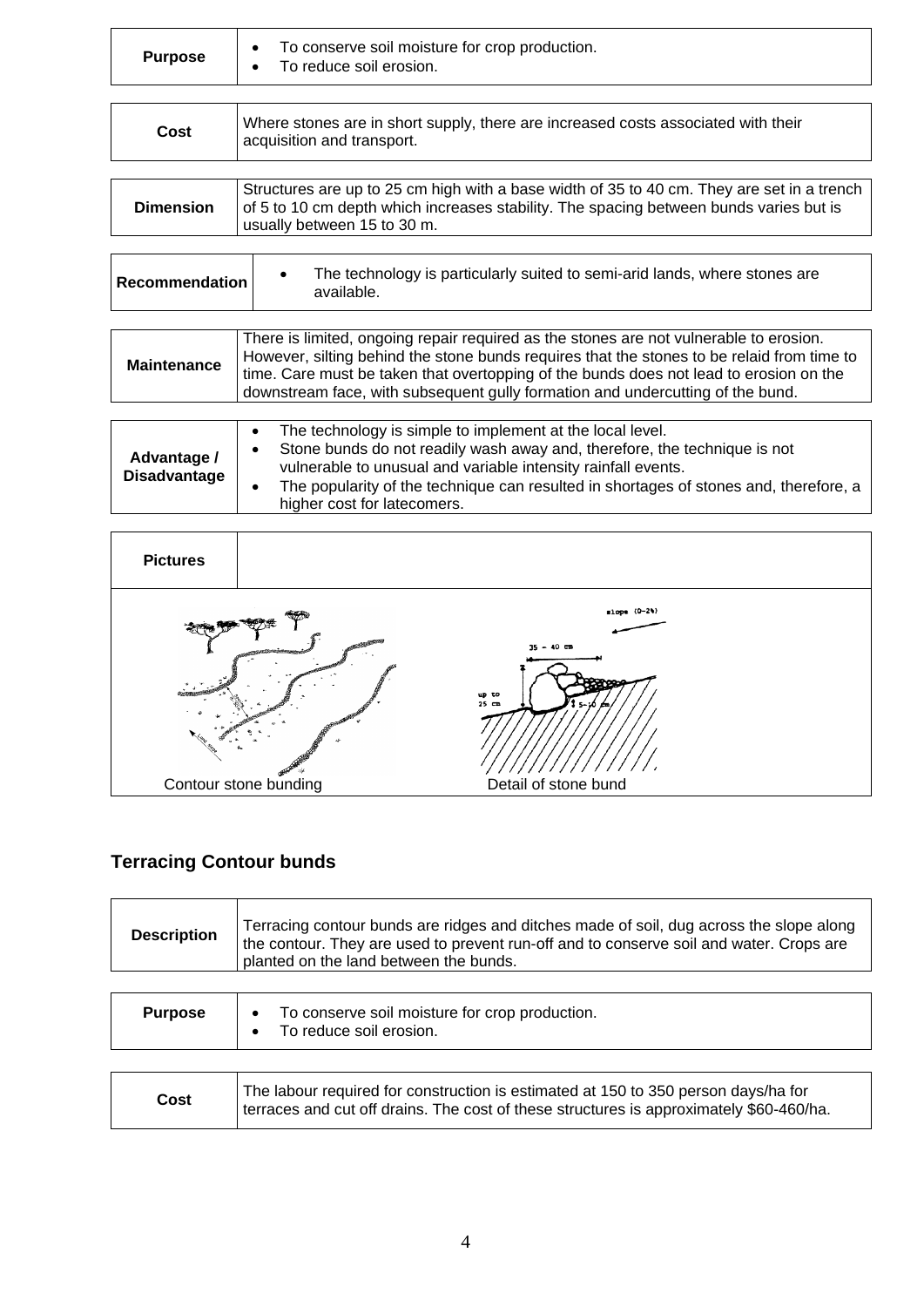| | |
|---|---|
| **Purpose** | • To conserve soil moisture for crop production.<br>• To reduce soil erosion. |

| | |
|---|---|
| **Cost** | Where stones are in short supply, there are increased costs associated with their acquisition and transport. |

| | |
|---|---|
| **Dimension** | Structures are up to 25 cm high with a base width of 35 to 40 cm. They are set in a trench of 5 to 10 cm depth which increases stability. The spacing between bunds varies but is usually between 15 to 30 m. |

| | |
|---|---|
| **Recommendation** | • The technology is particularly suited to semi-arid lands, where stones are available. |

| | |
|---|---|
| **Maintenance** | There is limited, ongoing repair required as the stones are not vulnerable to erosion. However, silting behind the stone bunds requires that the stones to be relaid from time to time. Care must be taken that overtopping of the bunds does not lead to erosion on the downstream face, with subsequent gully formation and undercutting of the bund. |

| | |
|---|---|
| **Advantage / Disadvantage** | • The technology is simple to implement at the local level.<br>• Stone bunds do not readily wash away and, therefore, the technique is not vulnerable to unusual and variable intensity rainfall events.<br>• The popularity of the technique can resulted in shortages of stones and, therefore, a higher cost for latecomers. |

| | |
|---|---|
| **Pictures** | |

Contour stone bunding

Detail of stone bund

## Terracing Contour bunds

| | |
|---|---|
| **Description** | Terracing contour bunds are ridges and ditches made of soil, dug across the slope along the contour. They are used to prevent run-off and to conserve soil and water. Crops are planted on the land between the bunds. |

| | |
|---|---|
| **Purpose** | • To conserve soil moisture for crop production.<br>• To reduce soil erosion. |

| | |
|---|---|
| **Cost** | The labour required for construction is estimated at 150 to 350 person days/ha for terraces and cut off drains. The cost of these structures is approximately $60-460/ha. |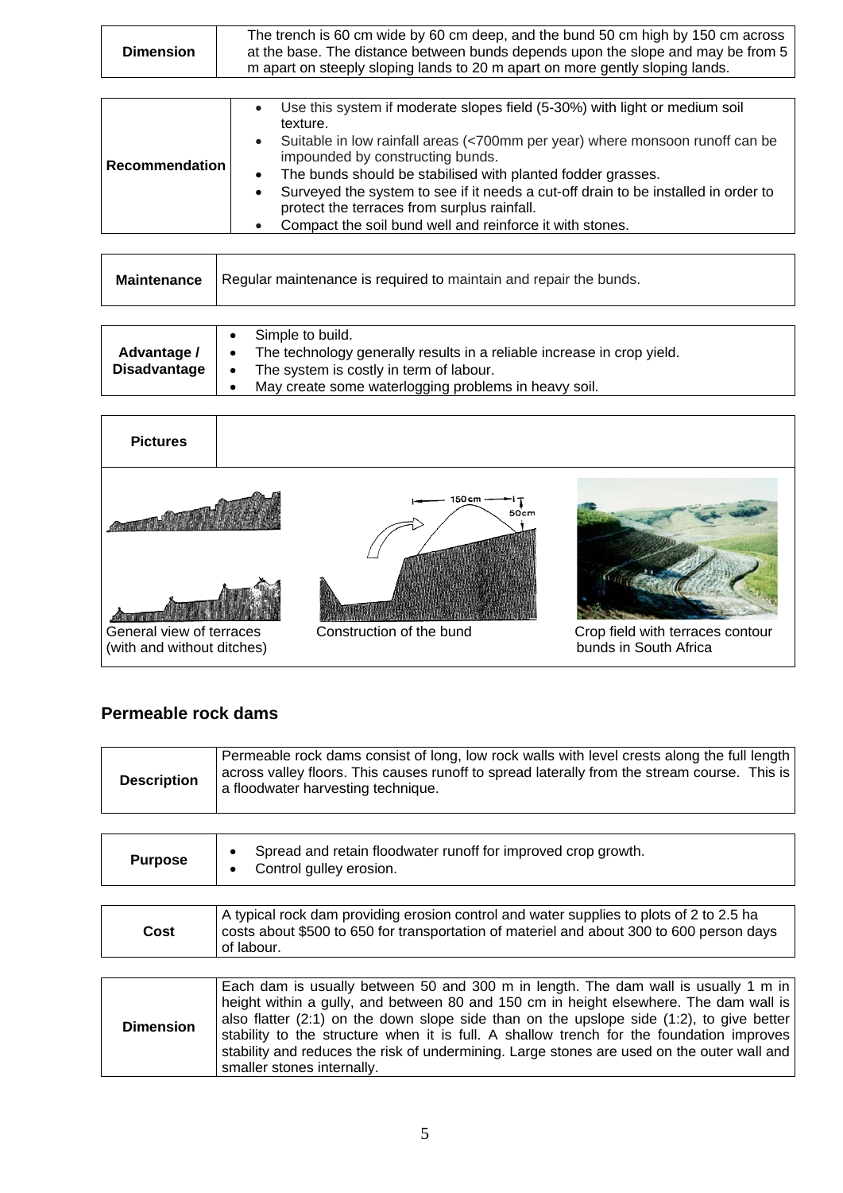| Dimension | The trench is 60 cm wide by 60 cm deep, and the bund 50 cm high by 150 cm across at the base. The distance between bunds depends upon the slope and may be from 5 m apart on steeply sloping lands to 20 m apart on more gently sloping lands. |
|---|---|

| Recommendation | • Use this system if moderate slopes field (5-30%) with light or medium soil texture.<br>• Suitable in low rainfall areas (<700mm per year) where monsoon runoff can be impounded by constructing bunds.<br>• The bunds should be stabilised with planted fodder grasses.<br>• Surveyed the system to see if it needs a cut-off drain to be installed in order to protect the terraces from surplus rainfall.<br>• Compact the soil bund well and reinforce it with stones. |
|---|---|

| Maintenance | Regular maintenance is required to maintain and repair the bunds. |
|---|---|

| Advantage / Disadvantage | • Simple to build.<br>• The technology generally results in a reliable increase in crop yield.<br>• The system is costly in term of labour.<br>• May create some waterlogging problems in heavy soil. |
|---|---|

| Pictures | |
|---|---|

General view of terraces (with and without ditches)

Construction of the bund

Crop field with terraces contour bunds in South Africa

## Permeable rock dams

| Description | Permeable rock dams consist of long, low rock walls with level crests along the full length across valley floors. This causes runoff to spread laterally from the stream course. This is a floodwater harvesting technique. |
|---|---|

| Purpose | • Spread and retain floodwater runoff for improved crop growth.<br>• Control gulley erosion. |
|---|---|

| Cost | A typical rock dam providing erosion control and water supplies to plots of 2 to 2.5 ha costs about $500 to 650 for transportation of materiel and about 300 to 600 person days of labour. |
|---|---|

| Dimension | Each dam is usually between 50 and 300 m in length. The dam wall is usually 1 m in height within a gully, and between 80 and 150 cm in height elsewhere. The dam wall is also flatter (2:1) on the down slope side than on the upslope side (1:2), to give better stability to the structure when it is full. A shallow trench for the foundation improves stability and reduces the risk of undermining. Large stones are used on the outer wall and smaller stones internally. |
|---|---|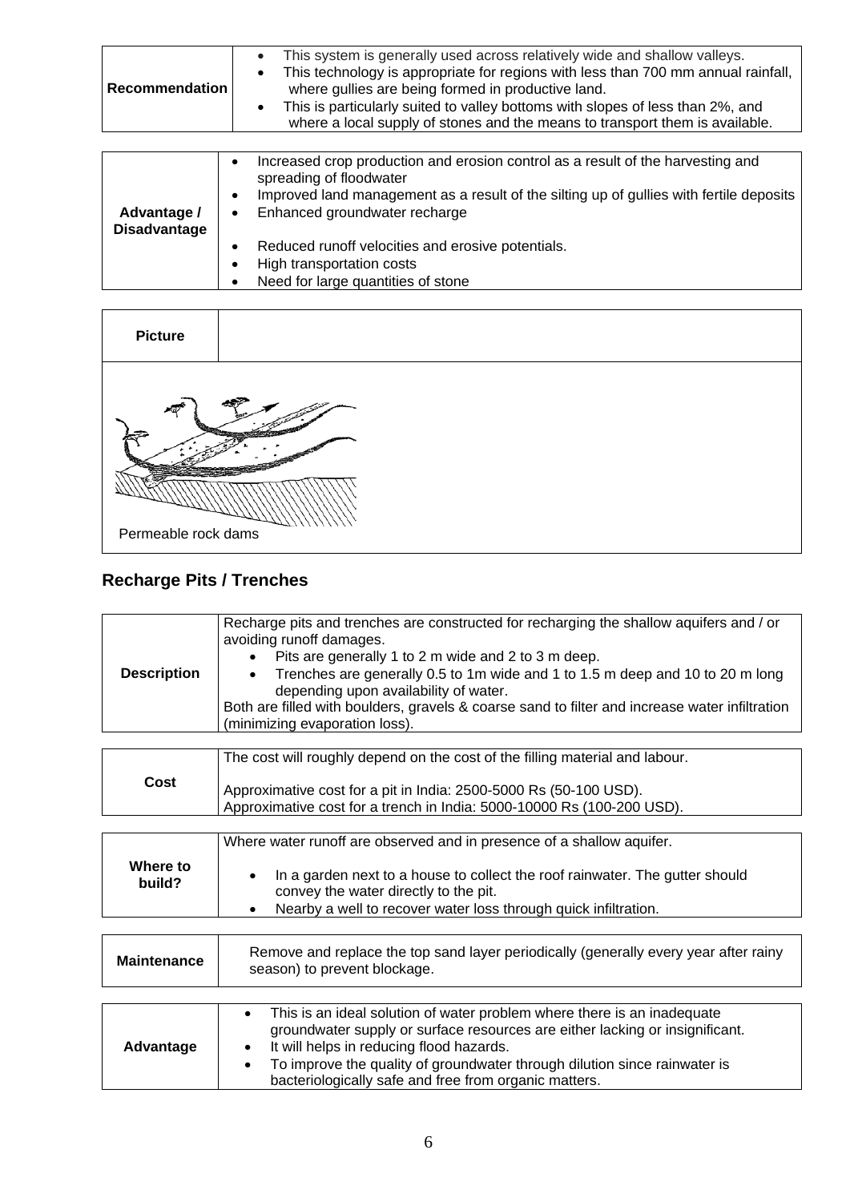| **Recommendation** | • This system is generally used across relatively wide and shallow valleys.<br>• This technology is appropriate for regions with less than 700 mm annual rainfall, where gullies are being formed in productive land.<br>• This is particularly suited to valley bottoms with slopes of less than 2%, and where a local supply of stones and the means to transport them is available. |
|---|---|

| **Advantage / Disadvantage** | • Increased crop production and erosion control as a result of the harvesting and spreading of floodwater<br>• Improved land management as a result of the silting up of gullies with fertile deposits<br>• Enhanced groundwater recharge<br><br>• Reduced runoff velocities and erosive potentials.<br>• High transportation costs<br>• Need for large quantities of stone |
|---|---|

| **Picture** | |
|---|---|

Permeable rock dams

## Recharge Pits / Trenches

| **Description** | Recharge pits and trenches are constructed for recharging the shallow aquifers and / or avoiding runoff damages.<br>• Pits are generally 1 to 2 m wide and 2 to 3 m deep.<br>• Trenches are generally 0.5 to 1m wide and 1 to 1.5 m deep and 10 to 20 m long depending upon availability of water.<br>Both are filled with boulders, gravels & coarse sand to filter and increase water infiltration (minimizing evaporation loss). |
|---|---|

| **Cost** | The cost will roughly depend on the cost of the filling material and labour.<br><br>Approximative cost for a pit in India: 2500-5000 Rs (50-100 USD).<br>Approximative cost for a trench in India: 5000-10000 Rs (100-200 USD). |
|---|---|

| **Where to build?** | Where water runoff are observed and in presence of a shallow aquifer.<br><br>• In a garden next to a house to collect the roof rainwater. The gutter should convey the water directly to the pit.<br>• Nearby a well to recover water loss through quick infiltration. |
|---|---|

| **Maintenance** | Remove and replace the top sand layer periodically (generally every year after rainy season) to prevent blockage. |
|---|---|

| **Advantage** | • This is an ideal solution of water problem where there is an inadequate groundwater supply or surface resources are either lacking or insignificant.<br>• It will helps in reducing flood hazards.<br>• To improve the quality of groundwater through dilution since rainwater is bacteriologically safe and free from organic matters. |
|---|---|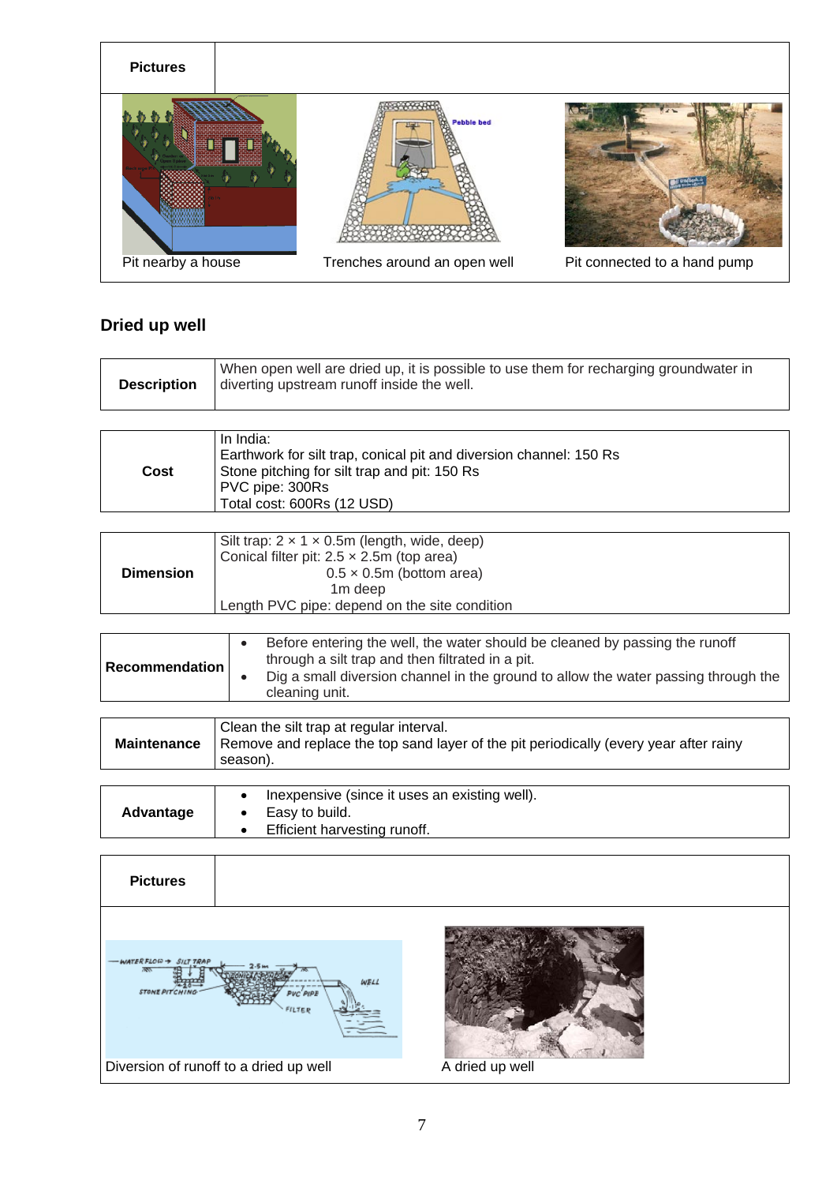| Pictures | | |
|---|---|---|
| Pit nearby a house | Trenches around an open well | Pit connected to a hand pump |

## Dried up well

| Description | When open well are dried up, it is possible to use them for recharging groundwater in diverting upstream runoff inside the well. |
|---|---|

| Cost | In India:<br>Earthwork for silt trap, conical pit and diversion channel: 150 Rs<br>Stone pitching for silt trap and pit: 150 Rs<br>PVC pipe: 300Rs<br>Total cost: 600Rs (12 USD) |
|---|---|

| Dimension | Silt trap: 2 × 1 × 0.5m (length, wide, deep)<br>Conical filter pit: 2.5 × 2.5m (top area)<br>0.5 × 0.5m (bottom area)<br>1m deep<br>Length PVC pipe: depend on the site condition |
|---|---|

| Recommendation | • Before entering the well, the water should be cleaned by passing the runoff through a silt trap and then filtrated in a pit.<br>• Dig a small diversion channel in the ground to allow the water passing through the cleaning unit. |
|---|---|

| Maintenance | Clean the silt trap at regular interval.<br>Remove and replace the top sand layer of the pit periodically (every year after rainy season). |
|---|---|

| Advantage | • Inexpensive (since it uses an existing well).<br>• Easy to build.<br>• Efficient harvesting runoff. |
|---|---|

| Pictures | |
|---|---|
| Diversion of runoff to a dried up well | A dried up well |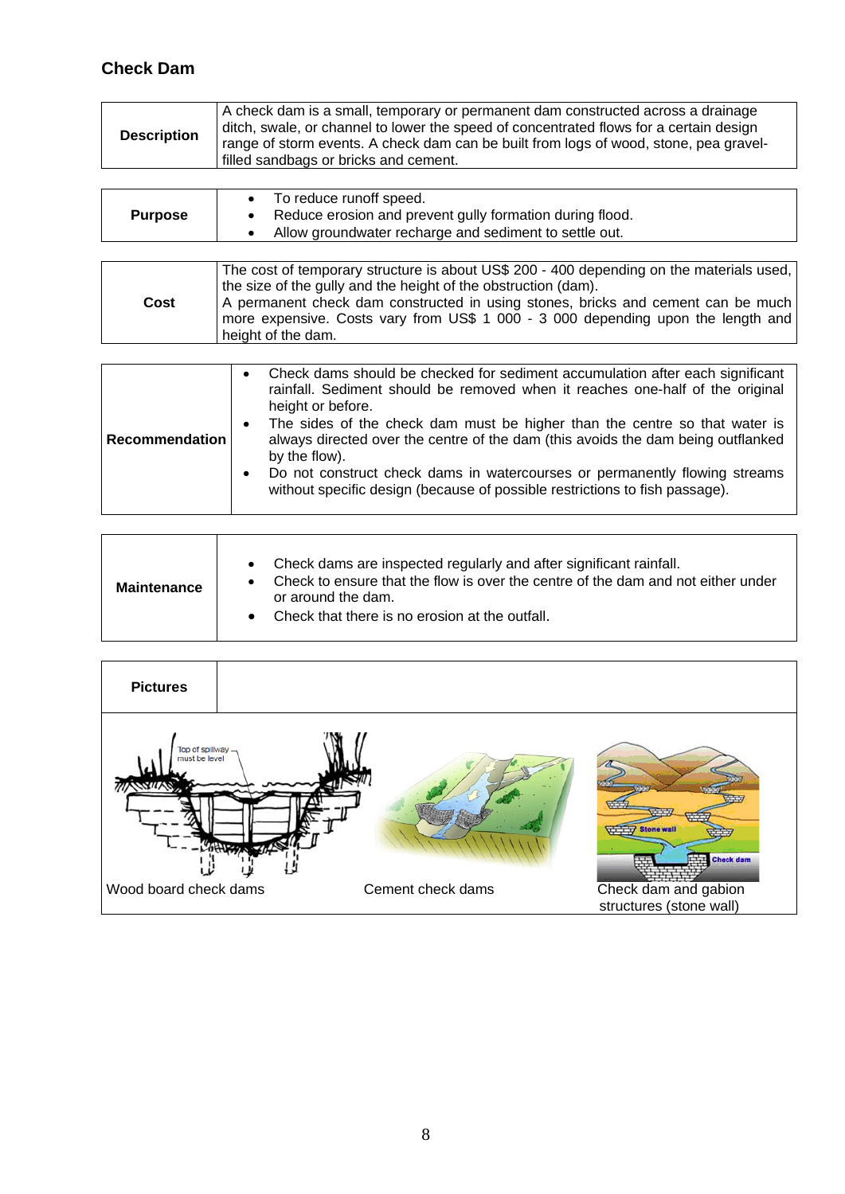## Check Dam

| | |
|---|---|
| **Description** | A check dam is a small, temporary or permanent dam constructed across a drainage ditch, swale, or channel to lower the speed of concentrated flows for a certain design range of storm events. A check dam can be built from logs of wood, stone, pea gravel-filled sandbags or bricks and cement. |

| | |
|---|---|
| **Purpose** | • To reduce runoff speed.<br>• Reduce erosion and prevent gully formation during flood.<br>• Allow groundwater recharge and sediment to settle out. |

| | |
|---|---|
| **Cost** | The cost of temporary structure is about US$ 200 - 400 depending on the materials used, the size of the gully and the height of the obstruction (dam).<br>A permanent check dam constructed in using stones, bricks and cement can be much more expensive. Costs vary from US$ 1 000 - 3 000 depending upon the length and height of the dam. |

| | |
|---|---|
| **Recommendation** | • Check dams should be checked for sediment accumulation after each significant rainfall. Sediment should be removed when it reaches one-half of the original height or before.<br>• The sides of the check dam must be higher than the centre so that water is always directed over the centre of the dam (this avoids the dam being outflanked by the flow).<br>• Do not construct check dams in watercourses or permanently flowing streams without specific design (because of possible restrictions to fish passage). |

| | |
|---|---|
| **Maintenance** | • Check dams are inspected regularly and after significant rainfall.<br>• Check to ensure that the flow is over the centre of the dam and not either under or around the dam.<br>• Check that there is no erosion at the outfall. |

| **Pictures** | | |
|---|---|---|
| Wood board check dams | Cement check dams | Check dam and gabion structures (stone wall) |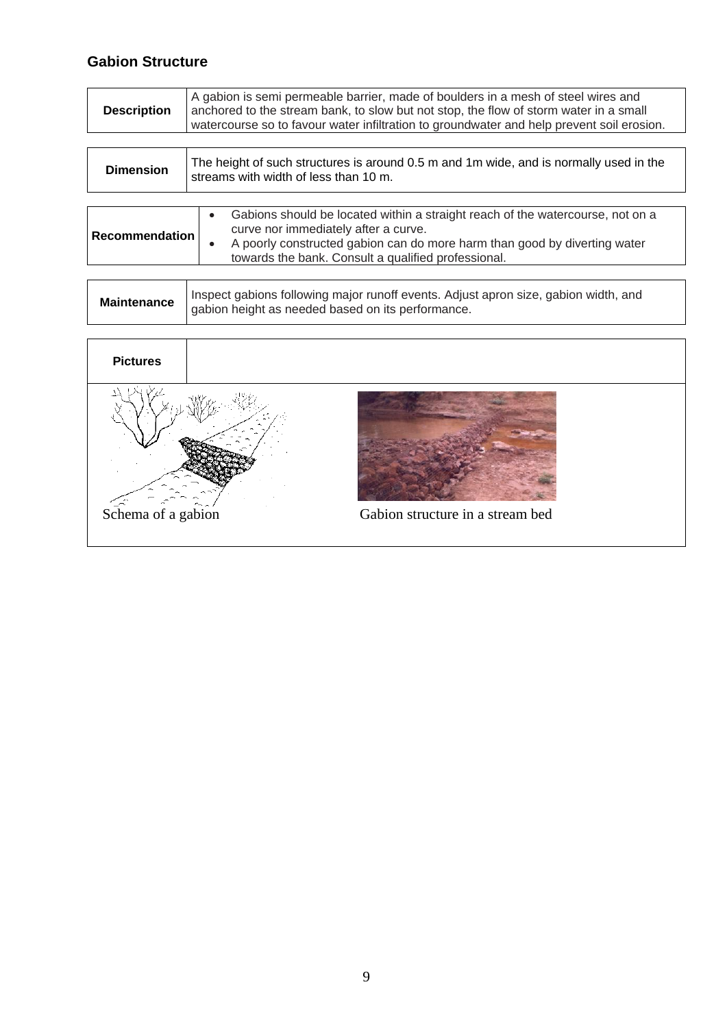## Gabion Structure

| | |
|---|---|
| **Description** | A gabion is semi permeable barrier, made of boulders in a mesh of steel wires and anchored to the stream bank, to slow but not stop, the flow of storm water in a small watercourse so to favour water infiltration to groundwater and help prevent soil erosion. |

| | |
|---|---|
| **Dimension** | The height of such structures is around 0.5 m and 1m wide, and is normally used in the streams with width of less than 10 m. |

| | |
|---|---|
| **Recommendation** | • Gabions should be located within a straight reach of the watercourse, not on a curve nor immediately after a curve.<br>• A poorly constructed gabion can do more harm than good by diverting water towards the bank. Consult a qualified professional. |

| | |
|---|---|
| **Maintenance** | Inspect gabions following major runoff events. Adjust apron size, gabion width, and gabion height as needed based on its performance. |

**Pictures**

Schema of a gabion

Gabion structure in a stream bed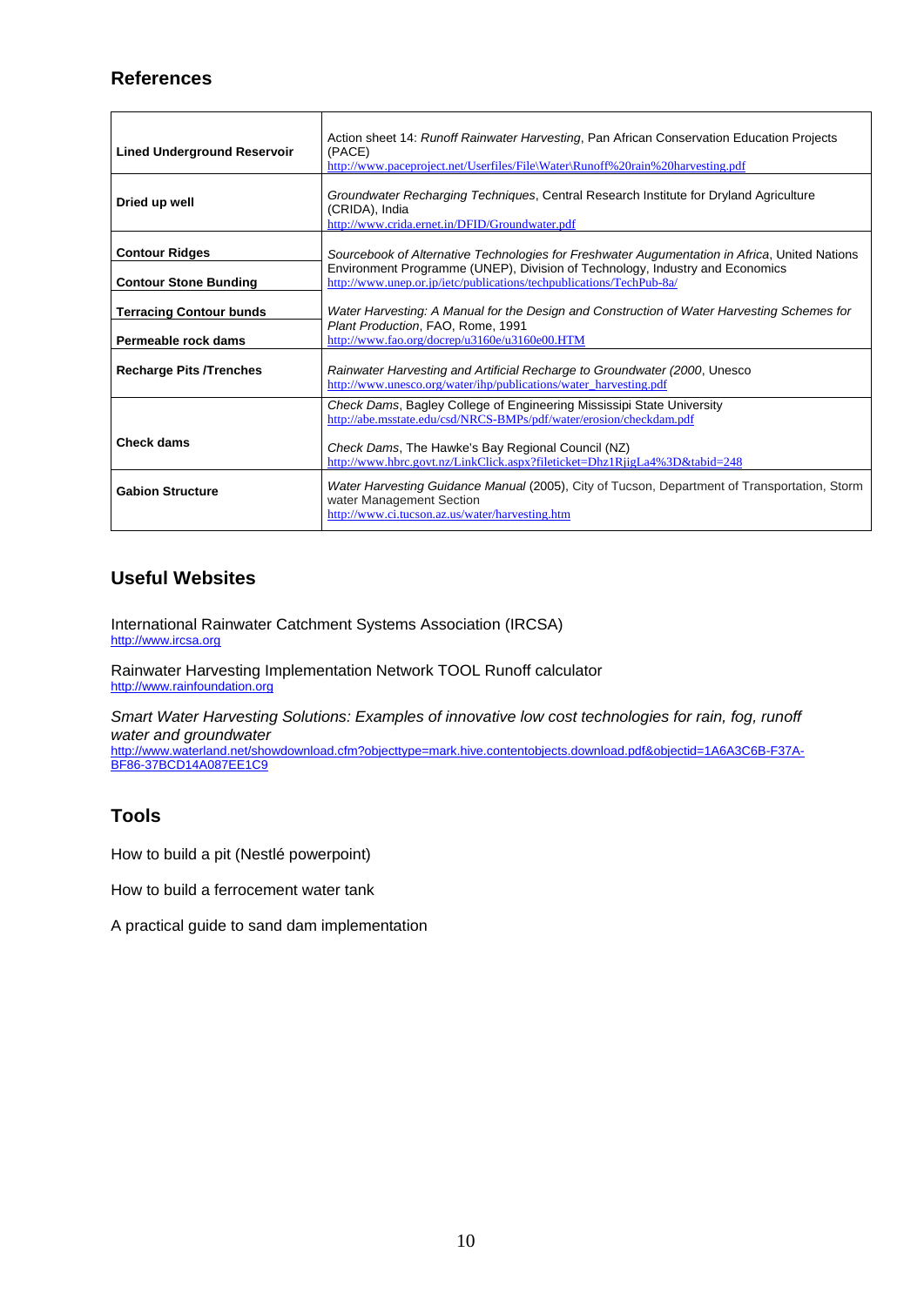## References

| | |
|---|---|
| **Lined Underground Reservoir** | Action sheet 14: *Runoff Rainwater Harvesting*, Pan African Conservation Education Projects (PACE) http://www.paceproject.net/Userfiles/File\Water\Runoff%20rain%20harvesting.pdf |
| **Dried up well** | *Groundwater Recharging Techniques*, Central Research Institute for Dryland Agriculture (CRIDA), India http://www.crida.ernet.in/DFID/Groundwater.pdf |
| **Contour Ridges** | *Sourcebook of Alternative Technologies for Freshwater Augumentation in Africa*, United Nations Environment Programme (UNEP), Division of Technology, Industry and Economics http://www.unep.or.jp/ietc/publications/techpublications/TechPub-8a/ |
| **Contour Stone Bunding** | |
| **Terracing Contour bunds** | *Water Harvesting: A Manual for the Design and Construction of Water Harvesting Schemes for Plant Production*, FAO, Rome, 1991 http://www.fao.org/docrep/u3160e/u3160e00.HTM |
| **Permeable rock dams** | |
| **Recharge Pits /Trenches** | *Rainwater Harvesting and Artificial Recharge to Groundwater (2000*, Unesco http://www.unesco.org/water/ihp/publications/water_harvesting.pdf |
| **Check dams** | *Check Dams*, Bagley College of Engineering Mississipi State University http://abe.msstate.edu/csd/NRCS-BMPs/pdf/water/erosion/checkdam.pdf<br><br>*Check Dams*, The Hawke's Bay Regional Council (NZ) http://www.hbrc.govt.nz/LinkClick.aspx?fileticket=Dhz1RjigLa4%3D&tabid=248 |
| **Gabion Structure** | *Water Harvesting Guidance Manual* (2005), City of Tucson, Department of Transportation, Storm water Management Section http://www.ci.tucson.az.us/water/harvesting.htm |

## Useful Websites

International Rainwater Catchment Systems Association (IRCSA)
http://www.ircsa.org

Rainwater Harvesting Implementation Network TOOL Runoff calculator
http://www.rainfoundation.org

*Smart Water Harvesting Solutions: Examples of innovative low cost technologies for rain, fog, runoff water and groundwater*
http://www.waterland.net/showdownload.cfm?objecttype=mark.hive.contentobjects.download.pdf&objectid=1A6A3C6B-F37A-BF86-37BCD14A087EE1C9

## Tools

How to build a pit (Nestlé powerpoint)

How to build a ferrocement water tank

A practical guide to sand dam implementation